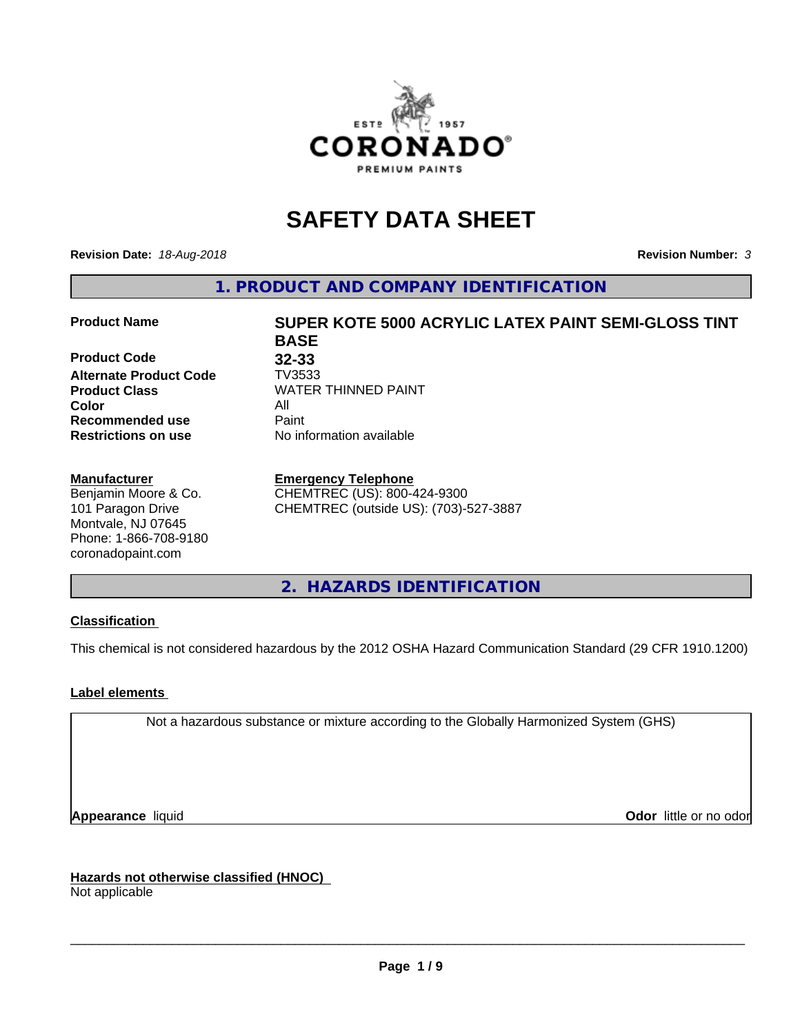# SAFETY DATA SHEET

**Revision Date:** *18-Aug-2018*

**Revision Number:** *3*

## 1. PRODUCT AND COMPANY IDENTIFICATION

| | |
|---|---|
| **Product Name** | **SUPER KOTE 5000 ACRYLIC LATEX PAINT SEMI-GLOSS TINT BASE** |
| **Product Code** | **32-33** |
| **Alternate Product Code** | TV3533 |
| **Product Class** | WATER THINNED PAINT |
| **Color** | All |
| **Recommended use** | Paint |
| **Restrictions on use** | No information available |

**Manufacturer**
Benjamin Moore & Co.
101 Paragon Drive
Montvale, NJ 07645
Phone: 1-866-708-9180
coronadopaint.com

**Emergency Telephone**
CHEMTREC (US): 800-424-9300
CHEMTREC (outside US): (703)-527-3887

## 2. HAZARDS IDENTIFICATION

**Classification**

This chemical is not considered hazardous by the 2012 OSHA Hazard Communication Standard (29 CFR 1910.1200)

**Label elements**

Not a hazardous substance or mixture according to the Globally Harmonized System (GHS)

**Appearance** liquid

**Odor** little or no odor

**Hazards not otherwise classified (HNOC)**
Not applicable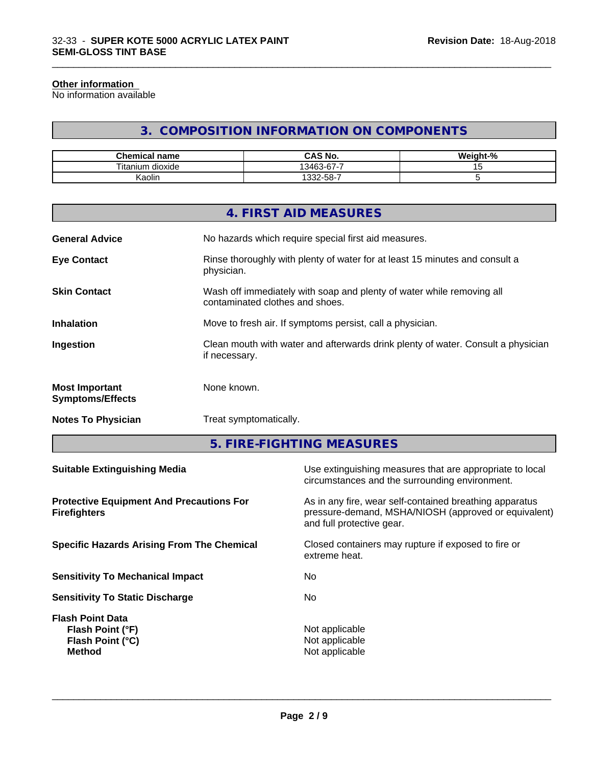**Other information**
No information available

## 3. COMPOSITION INFORMATION ON COMPONENTS

| Chemical name | CAS No. | Weight-% |
|---|---|---|
| Titanium dioxide | 13463-67-7 | 15 |
| Kaolin | 1332-58-7 | 5 |

## 4. FIRST AID MEASURES

**General Advice** No hazards which require special first aid measures.

**Eye Contact** Rinse thoroughly with plenty of water for at least 15 minutes and consult a physician.

**Skin Contact** Wash off immediately with soap and plenty of water while removing all contaminated clothes and shoes.

**Inhalation** Move to fresh air. If symptoms persist, call a physician.

**Ingestion** Clean mouth with water and afterwards drink plenty of water. Consult a physician if necessary.

**Most Important Symptoms/Effects** None known.

**Notes To Physician** Treat symptomatically.

## 5. FIRE-FIGHTING MEASURES

**Suitable Extinguishing Media** Use extinguishing measures that are appropriate to local circumstances and the surrounding environment.

**Protective Equipment And Precautions For Firefighters** As in any fire, wear self-contained breathing apparatus pressure-demand, MSHA/NIOSH (approved or equivalent) and full protective gear.

**Specific Hazards Arising From The Chemical** Closed containers may rupture if exposed to fire or extreme heat.

**Sensitivity To Mechanical Impact** No

**Sensitivity To Static Discharge** No

**Flash Point Data**
**Flash Point (°F)** Not applicable
**Flash Point (°C)** Not applicable
**Method** Not applicable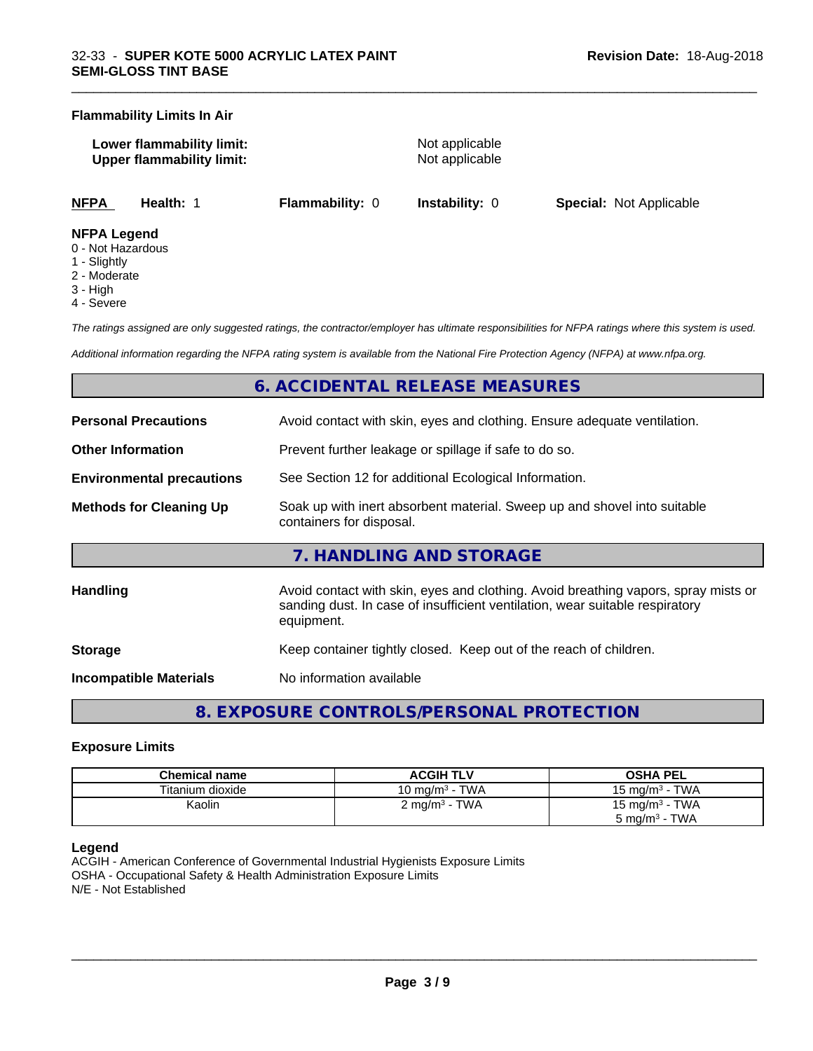**Flammability Limits In Air**

**Lower flammability limit:** Not applicable
**Upper flammability limit:** Not applicable

| NFPA | Health: 1 | Flammability: 0 | Instability: 0 | Special: Not Applicable |
|---|---|---|---|---|

**NFPA Legend**
0 - Not Hazardous
1 - Slightly
2 - Moderate
3 - High
4 - Severe

*The ratings assigned are only suggested ratings, the contractor/employer has ultimate responsibilities for NFPA ratings where this system is used.*

*Additional information regarding the NFPA rating system is available from the National Fire Protection Agency (NFPA) at www.nfpa.org.*

## 6. ACCIDENTAL RELEASE MEASURES

**Personal Precautions** Avoid contact with skin, eyes and clothing. Ensure adequate ventilation.

**Other Information** Prevent further leakage or spillage if safe to do so.

**Environmental precautions** See Section 12 for additional Ecological Information.

**Methods for Cleaning Up** Soak up with inert absorbent material. Sweep up and shovel into suitable containers for disposal.

## 7. HANDLING AND STORAGE

**Handling** Avoid contact with skin, eyes and clothing. Avoid breathing vapors, spray mists or sanding dust. In case of insufficient ventilation, wear suitable respiratory equipment.

**Storage** Keep container tightly closed. Keep out of the reach of children.

**Incompatible Materials** No information available

## 8. EXPOSURE CONTROLS/PERSONAL PROTECTION

### Exposure Limits

| Chemical name | ACGIH TLV | OSHA PEL |
|---|---|---|
| Titanium dioxide | 10 mg/m³ - TWA | 15 mg/m³ - TWA |
| Kaolin | 2 mg/m³ - TWA | 15 mg/m³ - TWA<br>5 mg/m³ - TWA |

**Legend**
ACGIH - American Conference of Governmental Industrial Hygienists Exposure Limits
OSHA - Occupational Safety & Health Administration Exposure Limits
N/E - Not Established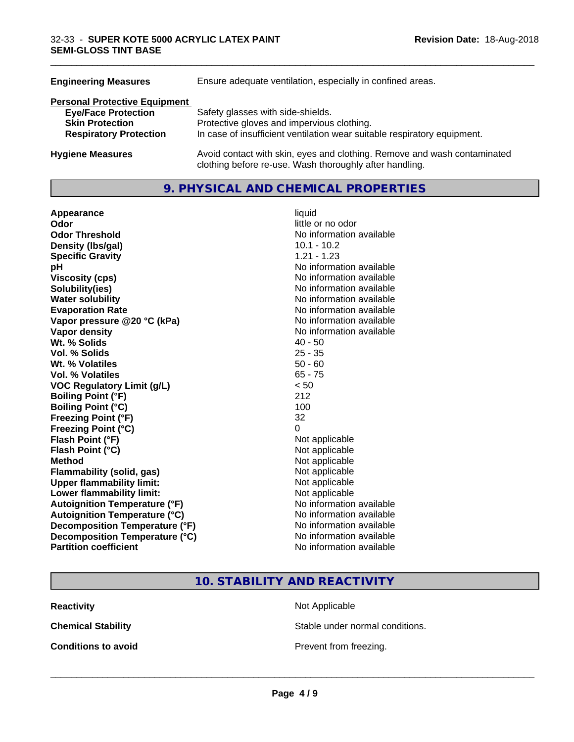| | |
|---|---|
| **Engineering Measures** | Ensure adequate ventilation, especially in confined areas. |

**Personal Protective Equipment**

| | |
|---|---|
| **Eye/Face Protection** | Safety glasses with side-shields. |
| **Skin Protection** | Protective gloves and impervious clothing. |
| **Respiratory Protection** | In case of insufficient ventilation wear suitable respiratory equipment. |

| | |
|---|---|
| **Hygiene Measures** | Avoid contact with skin, eyes and clothing. Remove and wash contaminated clothing before re-use. Wash thoroughly after handling. |

## 9. PHYSICAL AND CHEMICAL PROPERTIES

| | |
|---|---|
| **Appearance** | liquid |
| **Odor** | little or no odor |
| **Odor Threshold** | No information available |
| **Density (lbs/gal)** | 10.1 - 10.2 |
| **Specific Gravity** | 1.21 - 1.23 |
| **pH** | No information available |
| **Viscosity (cps)** | No information available |
| **Solubility(ies)** | No information available |
| **Water solubility** | No information available |
| **Evaporation Rate** | No information available |
| **Vapor pressure @20 °C (kPa)** | No information available |
| **Vapor density** | No information available |
| **Wt. % Solids** | 40 - 50 |
| **Vol. % Solids** | 25 - 35 |
| **Wt. % Volatiles** | 50 - 60 |
| **Vol. % Volatiles** | 65 - 75 |
| **VOC Regulatory Limit (g/L)** | < 50 |
| **Boiling Point (°F)** | 212 |
| **Boiling Point (°C)** | 100 |
| **Freezing Point (°F)** | 32 |
| **Freezing Point (°C)** | 0 |
| **Flash Point (°F)** | Not applicable |
| **Flash Point (°C)** | Not applicable |
| **Method** | Not applicable |
| **Flammability (solid, gas)** | Not applicable |
| **Upper flammability limit:** | Not applicable |
| **Lower flammability limit:** | Not applicable |
| **Autoignition Temperature (°F)** | No information available |
| **Autoignition Temperature (°C)** | No information available |
| **Decomposition Temperature (°F)** | No information available |
| **Decomposition Temperature (°C)** | No information available |
| **Partition coefficient** | No information available |

## 10. STABILITY AND REACTIVITY

| | |
|---|---|
| **Reactivity** | Not Applicable |
| **Chemical Stability** | Stable under normal conditions. |
| **Conditions to avoid** | Prevent from freezing. |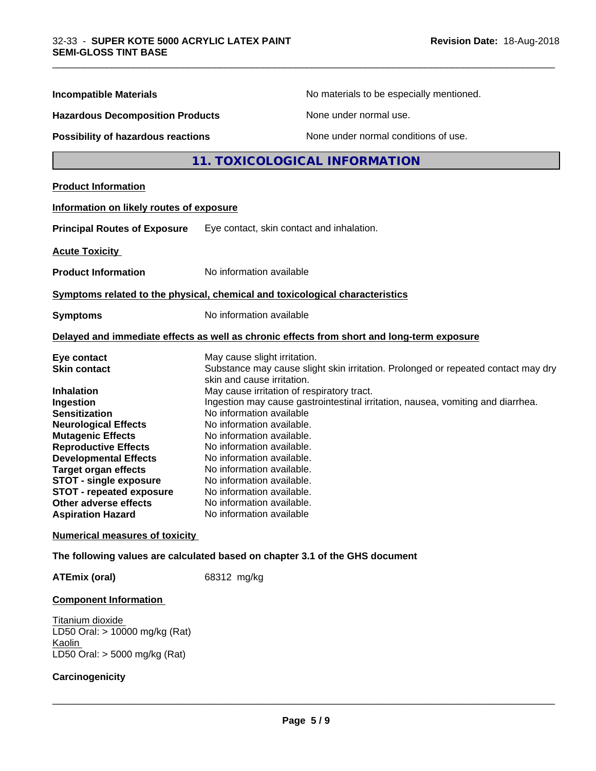**Incompatible Materials** No materials to be especially mentioned.

**Hazardous Decomposition Products** None under normal use.

**Possibility of hazardous reactions** None under normal conditions of use.

## 11. TOXICOLOGICAL INFORMATION

**Product Information**

**Information on likely routes of exposure**

**Principal Routes of Exposure** Eye contact, skin contact and inhalation.

**Acute Toxicity**

**Product Information** No information available

**Symptoms related to the physical, chemical and toxicological characteristics**

**Symptoms** No information available

**Delayed and immediate effects as well as chronic effects from short and long-term exposure**

| | |
|---|---|
| **Eye contact** | May cause slight irritation. |
| **Skin contact** | Substance may cause slight skin irritation. Prolonged or repeated contact may dry skin and cause irritation. |
| **Inhalation** | May cause irritation of respiratory tract. |
| **Ingestion** | Ingestion may cause gastrointestinal irritation, nausea, vomiting and diarrhea. |
| **Sensitization** | No information available |
| **Neurological Effects** | No information available. |
| **Mutagenic Effects** | No information available. |
| **Reproductive Effects** | No information available. |
| **Developmental Effects** | No information available. |
| **Target organ effects** | No information available. |
| **STOT - single exposure** | No information available. |
| **STOT - repeated exposure** | No information available. |
| **Other adverse effects** | No information available. |
| **Aspiration Hazard** | No information available |

**Numerical measures of toxicity**

**The following values are calculated based on chapter 3.1 of the GHS document**

**ATEmix (oral)** 68312 mg/kg

**Component Information**

Titanium dioxide
LD50 Oral: > 10000 mg/kg (Rat)
Kaolin
LD50 Oral: > 5000 mg/kg (Rat)

**Carcinogenicity**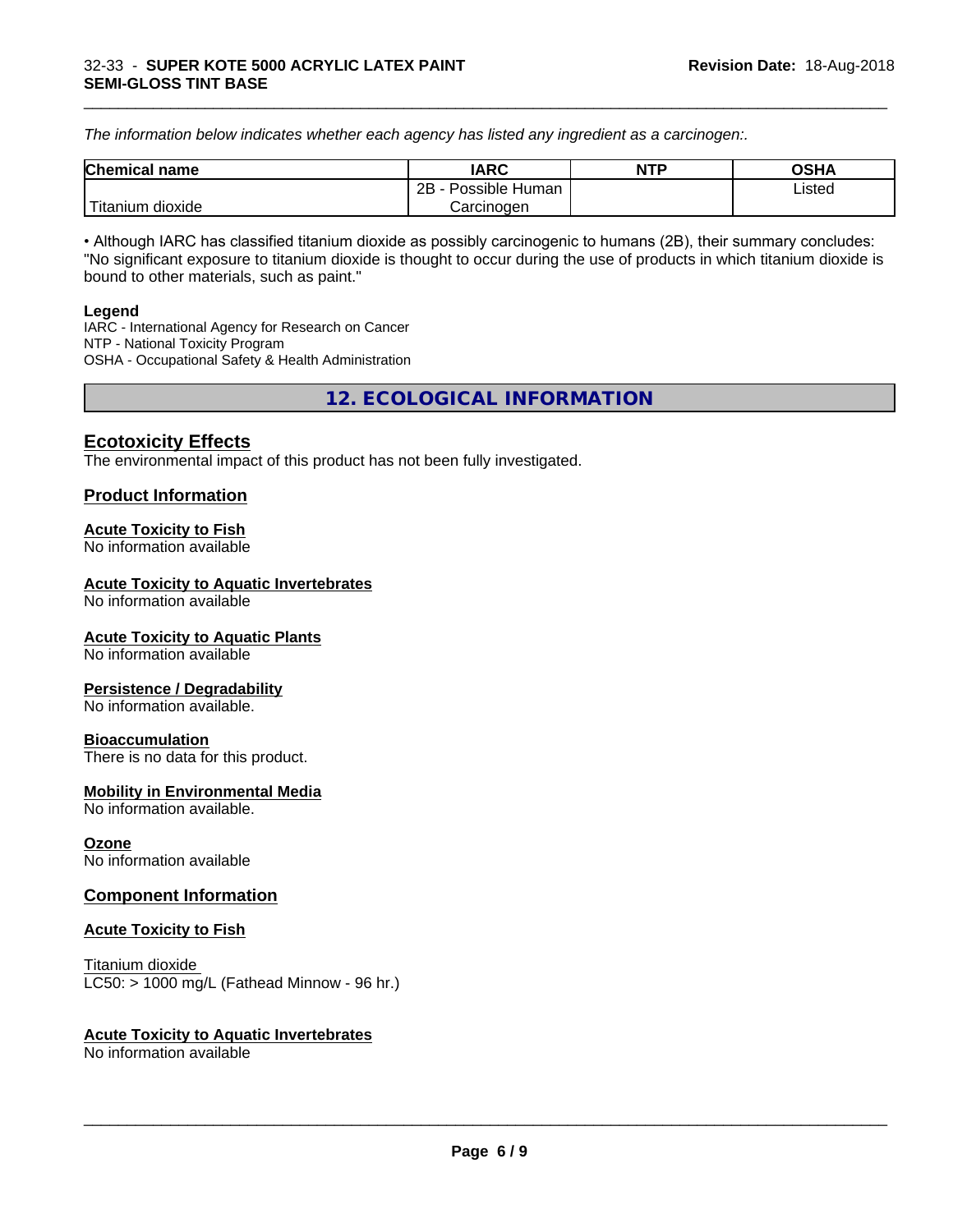*The information below indicates whether each agency has listed any ingredient as a carcinogen:.*

| Chemical name | IARC | NTP | OSHA |
|---|---|---|---|
| Titanium dioxide | 2B - Possible Human Carcinogen | | Listed |

• Although IARC has classified titanium dioxide as possibly carcinogenic to humans (2B), their summary concludes: "No significant exposure to titanium dioxide is thought to occur during the use of products in which titanium dioxide is bound to other materials, such as paint."

**Legend**

IARC - International Agency for Research on Cancer
NTP - National Toxicity Program
OSHA - Occupational Safety & Health Administration

## 12. ECOLOGICAL INFORMATION

### Ecotoxicity Effects

The environmental impact of this product has not been fully investigated.

### Product Information

**Acute Toxicity to Fish**

No information available

**Acute Toxicity to Aquatic Invertebrates**

No information available

**Acute Toxicity to Aquatic Plants**

No information available

**Persistence / Degradability**

No information available.

**Bioaccumulation**

There is no data for this product.

**Mobility in Environmental Media**

No information available.

**Ozone**

No information available

### Component Information

**Acute Toxicity to Fish**

Titanium dioxide
LC50: > 1000 mg/L (Fathead Minnow - 96 hr.)

**Acute Toxicity to Aquatic Invertebrates**

No information available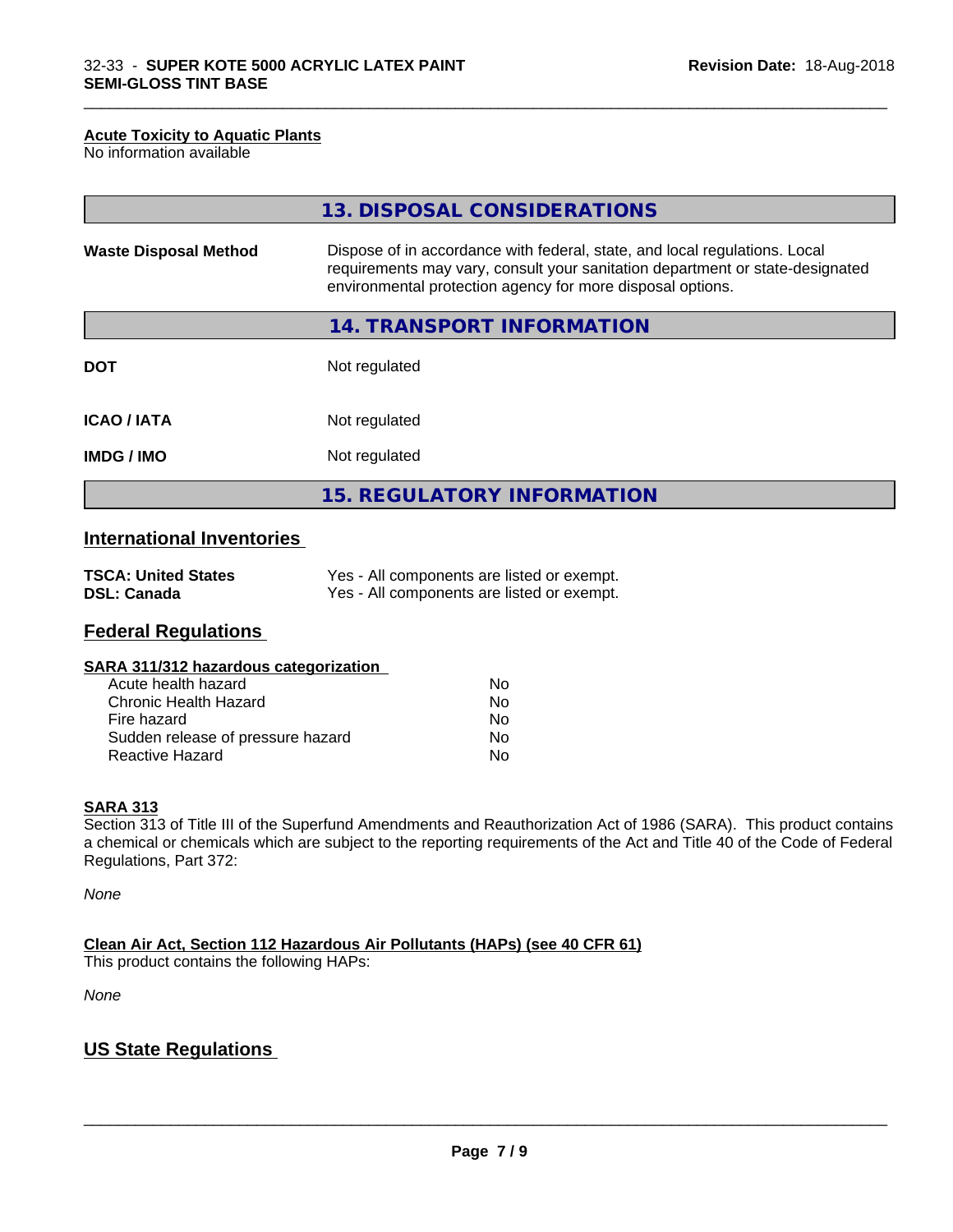#### Acute Toxicity to Aquatic Plants

No information available

## 13. DISPOSAL CONSIDERATIONS

| | |
|---|---|
| **Waste Disposal Method** | Dispose of in accordance with federal, state, and local regulations. Local requirements may vary, consult your sanitation department or state-designated environmental protection agency for more disposal options. |

## 14. TRANSPORT INFORMATION

| | |
|---|---|
| **DOT** | Not regulated |
| **ICAO / IATA** | Not regulated |
| **IMDG / IMO** | Not regulated |

## 15. REGULATORY INFORMATION

### International Inventories

| | |
|---|---|
| **TSCA: United States** | Yes - All components are listed or exempt. |
| **DSL: Canada** | Yes - All components are listed or exempt. |

### Federal Regulations

#### SARA 311/312 hazardous categorization

| | |
|---|---|
| Acute health hazard | No |
| Chronic Health Hazard | No |
| Fire hazard | No |
| Sudden release of pressure hazard | No |
| Reactive Hazard | No |

#### SARA 313

Section 313 of Title III of the Superfund Amendments and Reauthorization Act of 1986 (SARA). This product contains a chemical or chemicals which are subject to the reporting requirements of the Act and Title 40 of the Code of Federal Regulations, Part 372:

*None*

#### Clean Air Act, Section 112 Hazardous Air Pollutants (HAPs) (see 40 CFR 61)

This product contains the following HAPs:

*None*

### US State Regulations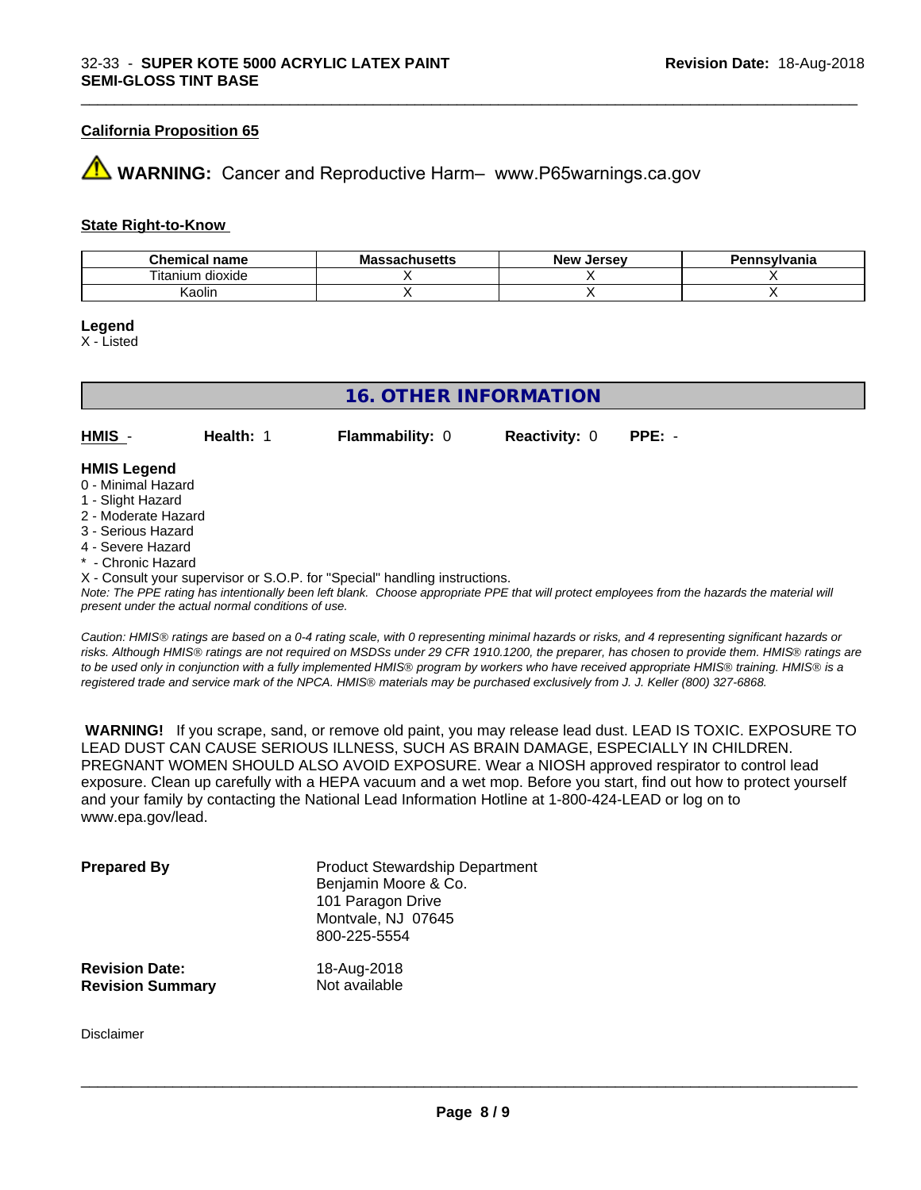### California Proposition 65

**WARNING:** Cancer and Reproductive Harm– www.P65warnings.ca.gov

### State Right-to-Know

| Chemical name | Massachusetts | New Jersey | Pennsylvania |
|---|---|---|---|
| Titanium dioxide | X | X | X |
| Kaolin | X | X | X |

**Legend**

X - Listed

## 16. OTHER INFORMATION

| **HMIS** - | **Health:** 1 | **Flammability:** 0 | **Reactivity:** 0 | **PPE:** - |
|---|---|---|---|---|

**HMIS Legend**

0 - Minimal Hazard
1 - Slight Hazard
2 - Moderate Hazard
3 - Serious Hazard
4 - Severe Hazard
* - Chronic Hazard
X - Consult your supervisor or S.O.P. for "Special" handling instructions.

*Note: The PPE rating has intentionally been left blank. Choose appropriate PPE that will protect employees from the hazards the material will present under the actual normal conditions of use.*

*Caution: HMIS® ratings are based on a 0-4 rating scale, with 0 representing minimal hazards or risks, and 4 representing significant hazards or risks. Although HMIS® ratings are not required on MSDSs under 29 CFR 1910.1200, the preparer, has chosen to provide them. HMIS® ratings are to be used only in conjunction with a fully implemented HMIS® program by workers who have received appropriate HMIS® training. HMIS® is a registered trade and service mark of the NPCA. HMIS® materials may be purchased exclusively from J. J. Keller (800) 327-6868.*

**WARNING!** If you scrape, sand, or remove old paint, you may release lead dust. LEAD IS TOXIC. EXPOSURE TO LEAD DUST CAN CAUSE SERIOUS ILLNESS, SUCH AS BRAIN DAMAGE, ESPECIALLY IN CHILDREN. PREGNANT WOMEN SHOULD ALSO AVOID EXPOSURE. Wear a NIOSH approved respirator to control lead exposure. Clean up carefully with a HEPA vacuum and a wet mop. Before you start, find out how to protect yourself and your family by contacting the National Lead Information Hotline at 1-800-424-LEAD or log on to www.epa.gov/lead.

**Prepared By**
Product Stewardship Department
Benjamin Moore & Co.
101 Paragon Drive
Montvale, NJ 07645
800-225-5554

**Revision Date:** 18-Aug-2018
**Revision Summary** Not available

Disclaimer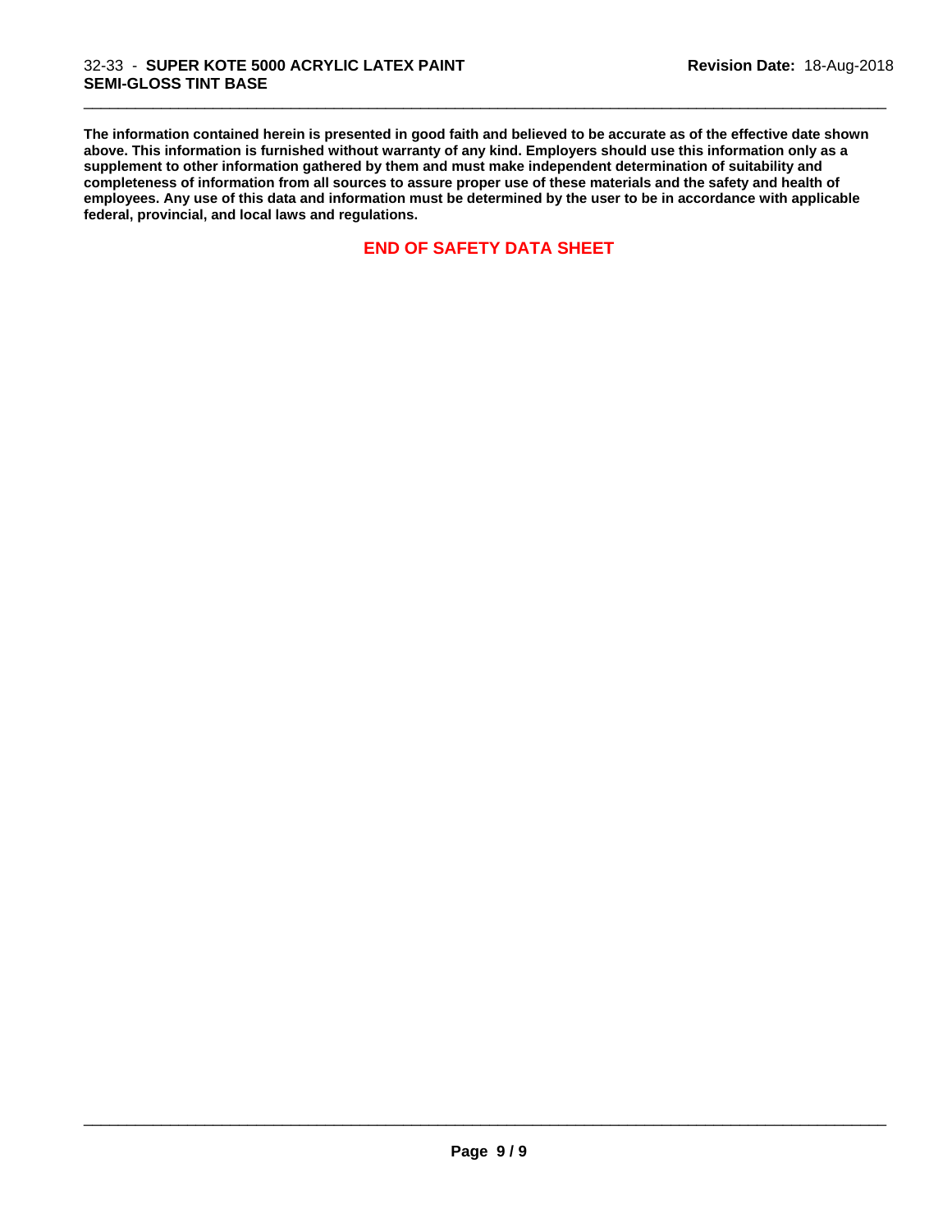**The information contained herein is presented in good faith and believed to be accurate as of the effective date shown above. This information is furnished without warranty of any kind. Employers should use this information only as a supplement to other information gathered by them and must make independent determination of suitability and completeness of information from all sources to assure proper use of these materials and the safety and health of employees. Any use of this data and information must be determined by the user to be in accordance with applicable federal, provincial, and local laws and regulations.**

**END OF SAFETY DATA SHEET**